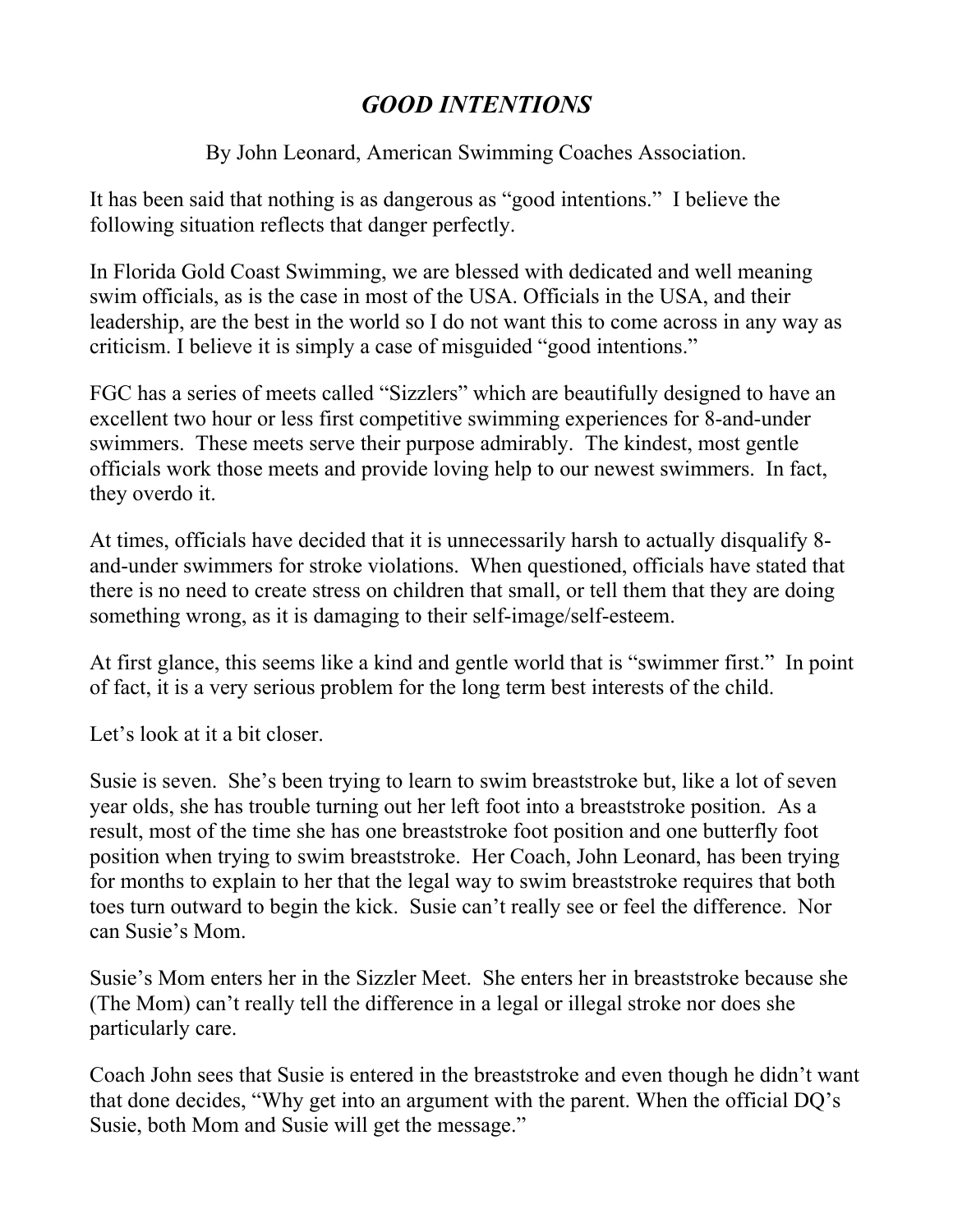# *GOOD INTENTIONS*

By John Leonard, American Swimming Coaches Association.

It has been said that nothing is as dangerous as "good intentions." I believe the following situation reflects that danger perfectly.

In Florida Gold Coast Swimming, we are blessed with dedicated and well meaning swim officials, as is the case in most of the USA. Officials in the USA, and their leadership, are the best in the world so I do not want this to come across in any way as criticism. I believe it is simply a case of misguided "good intentions."

FGC has a series of meets called "Sizzlers" which are beautifully designed to have an excellent two hour or less first competitive swimming experiences for 8-and-under swimmers. These meets serve their purpose admirably. The kindest, most gentle officials work those meets and provide loving help to our newest swimmers. In fact, they overdo it.

At times, officials have decided that it is unnecessarily harsh to actually disqualify 8-and-under swimmers for stroke violations. When questioned, officials have stated that there is no need to create stress on children that small, or tell them that they are doing something wrong, as it is damaging to their self-image/self-esteem.

At first glance, this seems like a kind and gentle world that is "swimmer first." In point of fact, it is a very serious problem for the long term best interests of the child.

Let's look at it a bit closer.

Susie is seven. She's been trying to learn to swim breaststroke but, like a lot of seven year olds, she has trouble turning out her left foot into a breaststroke position. As a result, most of the time she has one breaststroke foot position and one butterfly foot position when trying to swim breaststroke. Her Coach, John Leonard, has been trying for months to explain to her that the legal way to swim breaststroke requires that both toes turn outward to begin the kick. Susie can't really see or feel the difference. Nor can Susie's Mom.

Susie's Mom enters her in the Sizzler Meet. She enters her in breaststroke because she (The Mom) can't really tell the difference in a legal or illegal stroke nor does she particularly care.

Coach John sees that Susie is entered in the breaststroke and even though he didn't want that done decides, "Why get into an argument with the parent. When the official DQ's Susie, both Mom and Susie will get the message."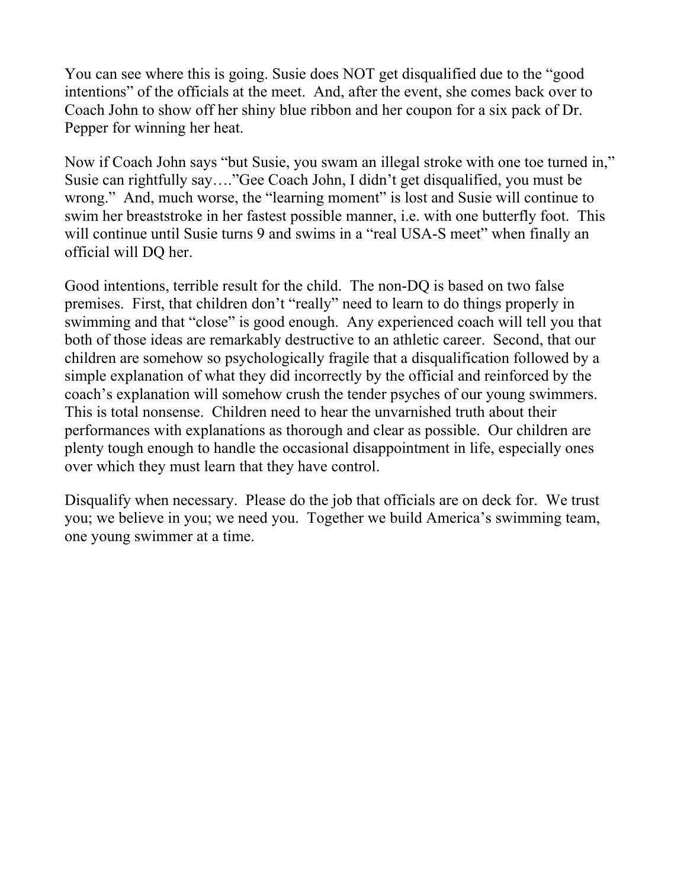You can see where this is going. Susie does NOT get disqualified due to the "good intentions" of the officials at the meet. And, after the event, she comes back over to Coach John to show off her shiny blue ribbon and her coupon for a six pack of Dr. Pepper for winning her heat.

Now if Coach John says "but Susie, you swam an illegal stroke with one toe turned in," Susie can rightfully say…."Gee Coach John, I didn't get disqualified, you must be wrong." And, much worse, the "learning moment" is lost and Susie will continue to swim her breaststroke in her fastest possible manner, i.e. with one butterfly foot. This will continue until Susie turns 9 and swims in a "real USA-S meet" when finally an official will DQ her.

Good intentions, terrible result for the child. The non-DQ is based on two false premises. First, that children don't "really" need to learn to do things properly in swimming and that "close" is good enough. Any experienced coach will tell you that both of those ideas are remarkably destructive to an athletic career. Second, that our children are somehow so psychologically fragile that a disqualification followed by a simple explanation of what they did incorrectly by the official and reinforced by the coach's explanation will somehow crush the tender psyches of our young swimmers. This is total nonsense. Children need to hear the unvarnished truth about their performances with explanations as thorough and clear as possible. Our children are plenty tough enough to handle the occasional disappointment in life, especially ones over which they must learn that they have control.

Disqualify when necessary. Please do the job that officials are on deck for. We trust you; we believe in you; we need you. Together we build America's swimming team, one young swimmer at a time.